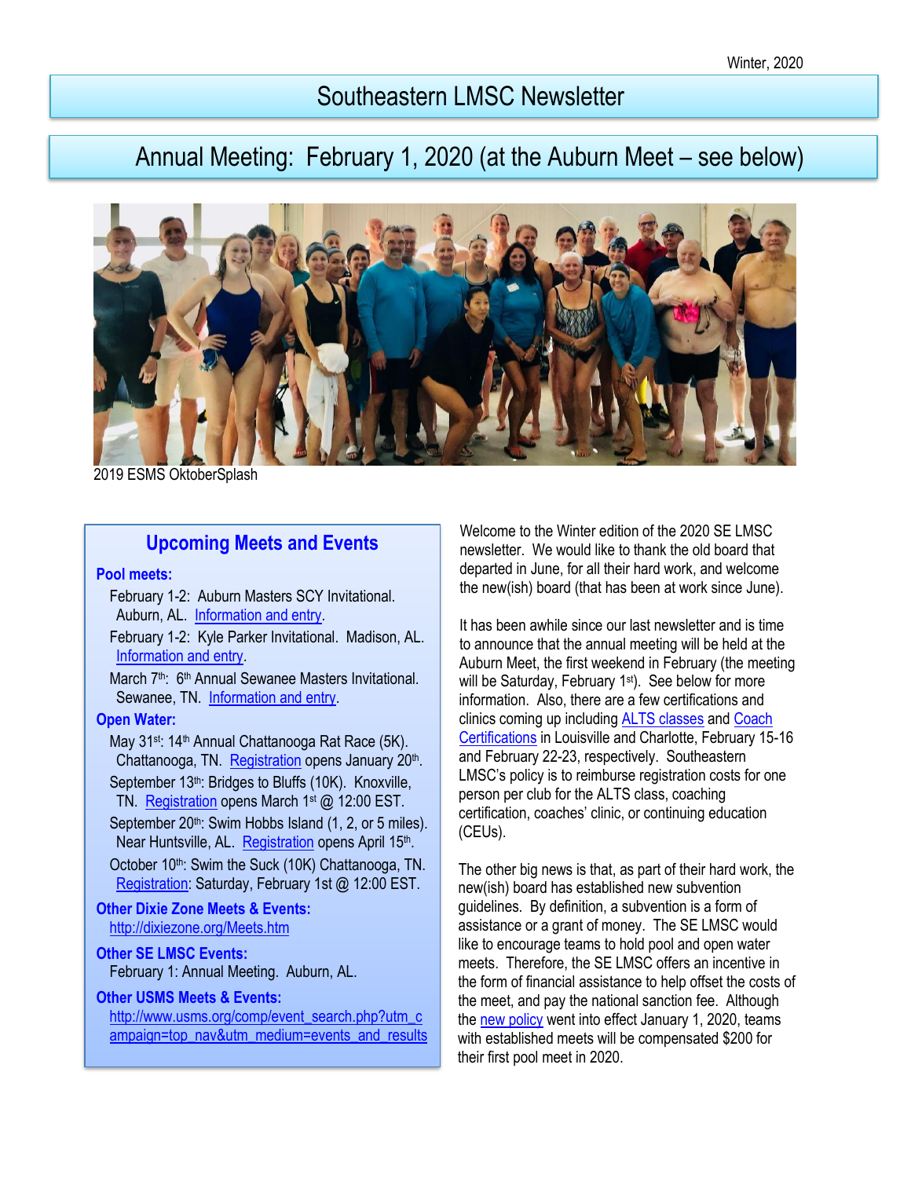Winter, 2020

# Southeastern LMSC Newsletter

## Annual Meeting: February 1, 2020 (at the Auburn Meet – see below)

2019 ESMS OktoberSplash

### Upcoming Meets and Events

**Pool meets:**

- February 1-2: Auburn Masters SCY Invitational. Auburn, AL. Information and entry.
- February 1-2: Kyle Parker Invitational. Madison, AL. Information and entry.
- March 7th: 6th Annual Sewanee Masters Invitational. Sewanee, TN. Information and entry.

**Open Water:**

- May 31st: 14th Annual Chattanooga Rat Race (5K). Chattanooga, TN. Registration opens January 20th.
- September 13th: Bridges to Bluffs (10K). Knoxville, TN. Registration opens March 1st @ 12:00 EST.
- September 20th: Swim Hobbs Island (1, 2, or 5 miles). Near Huntsville, AL. Registration opens April 15th.
- October 10th: Swim the Suck (10K) Chattanooga, TN. Registration: Saturday, February 1st @ 12:00 EST.

**Other Dixie Zone Meets & Events:**

http://dixiezone.org/Meets.htm

**Other SE LMSC Events:**

February 1: Annual Meeting. Auburn, AL.

**Other USMS Meets & Events:**

http://www.usms.org/comp/event_search.php?utm_campaign=top_nav&utm_medium=events_and_results

Welcome to the Winter edition of the 2020 SE LMSC newsletter. We would like to thank the old board that departed in June, for all their hard work, and welcome the new(ish) board (that has been at work since June).

It has been awhile since our last newsletter and is time to announce that the annual meeting will be held at the Auburn Meet, the first weekend in February (the meeting will be Saturday, February 1st). See below for more information. Also, there are a few certifications and clinics coming up including ALTS classes and Coach Certifications in Louisville and Charlotte, February 15-16 and February 22-23, respectively. Southeastern LMSC's policy is to reimburse registration costs for one person per club for the ALTS class, coaching certification, coaches' clinic, or continuing education (CEUs).

The other big news is that, as part of their hard work, the new(ish) board has established new subvention guidelines. By definition, a subvention is a form of assistance or a grant of money. The SE LMSC would like to encourage teams to hold pool and open water meets. Therefore, the SE LMSC offers an incentive in the form of financial assistance to help offset the costs of the meet, and pay the national sanction fee. Although the new policy went into effect January 1, 2020, teams with established meets will be compensated $200 for their first pool meet in 2020.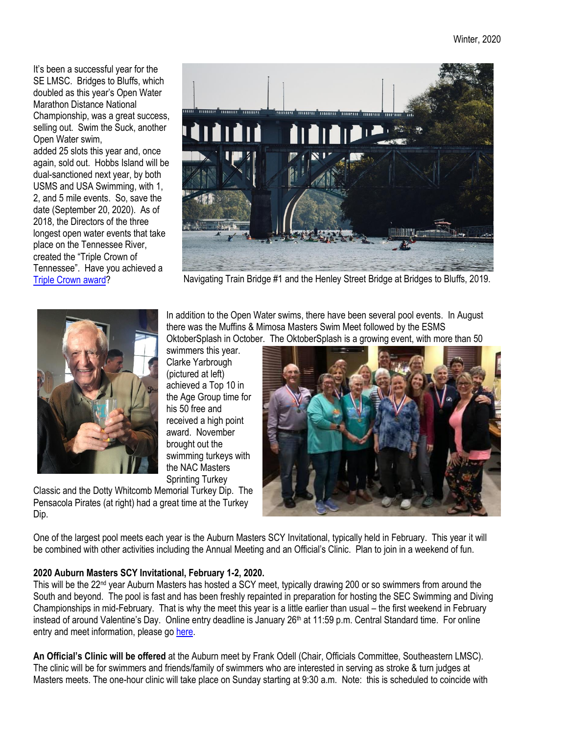It's been a successful year for the SE LMSC. Bridges to Bluffs, which doubled as this year's Open Water Marathon Distance National Championship, was a great success, selling out. Swim the Suck, another Open Water swim, added 25 slots this year and, once again, sold out. Hobbs Island will be dual-sanctioned next year, by both USMS and USA Swimming, with 1, 2, and 5 mile events. So, save the date (September 20, 2020). As of 2018, the Directors of the three longest open water events that take place on the Tennessee River, created the "Triple Crown of Tennessee". Have you achieved a [Triple Crown award]?

Navigating Train Bridge #1 and the Henley Street Bridge at Bridges to Bluffs, 2019.

In addition to the Open Water swims, there have been several pool events. In August there was the Muffins & Mimosa Masters Swim Meet followed by the ESMS OktoberSplash in October. The OktoberSplash is a growing event, with more than 50 swimmers this year. Clarke Yarbrough (pictured at left) achieved a Top 10 in the Age Group time for his 50 free and received a high point award. November brought out the swimming turkeys with the NAC Masters Sprinting Turkey Classic and the Dotty Whitcomb Memorial Turkey Dip. The Pensacola Pirates (at right) had a great time at the Turkey Dip.

One of the largest pool meets each year is the Auburn Masters SCY Invitational, typically held in February. This year it will be combined with other activities including the Annual Meeting and an Official's Clinic. Plan to join in a weekend of fun.

**2020 Auburn Masters SCY Invitational, February 1-2, 2020.**
This will be the 22nd year Auburn Masters has hosted a SCY meet, typically drawing 200 or so swimmers from around the South and beyond. The pool is fast and has been freshly repainted in preparation for hosting the SEC Swimming and Diving Championships in mid-February. That is why the meet this year is a little earlier than usual – the first weekend in February instead of around Valentine's Day. Online entry deadline is January 26th at 11:59 p.m. Central Standard time. For online entry and meet information, please go [here].

**An Official's Clinic will be offered** at the Auburn meet by Frank Odell (Chair, Officials Committee, Southeastern LMSC). The clinic will be for swimmers and friends/family of swimmers who are interested in serving as stroke & turn judges at Masters meets. The one-hour clinic will take place on Sunday starting at 9:30 a.m. Note: this is scheduled to coincide with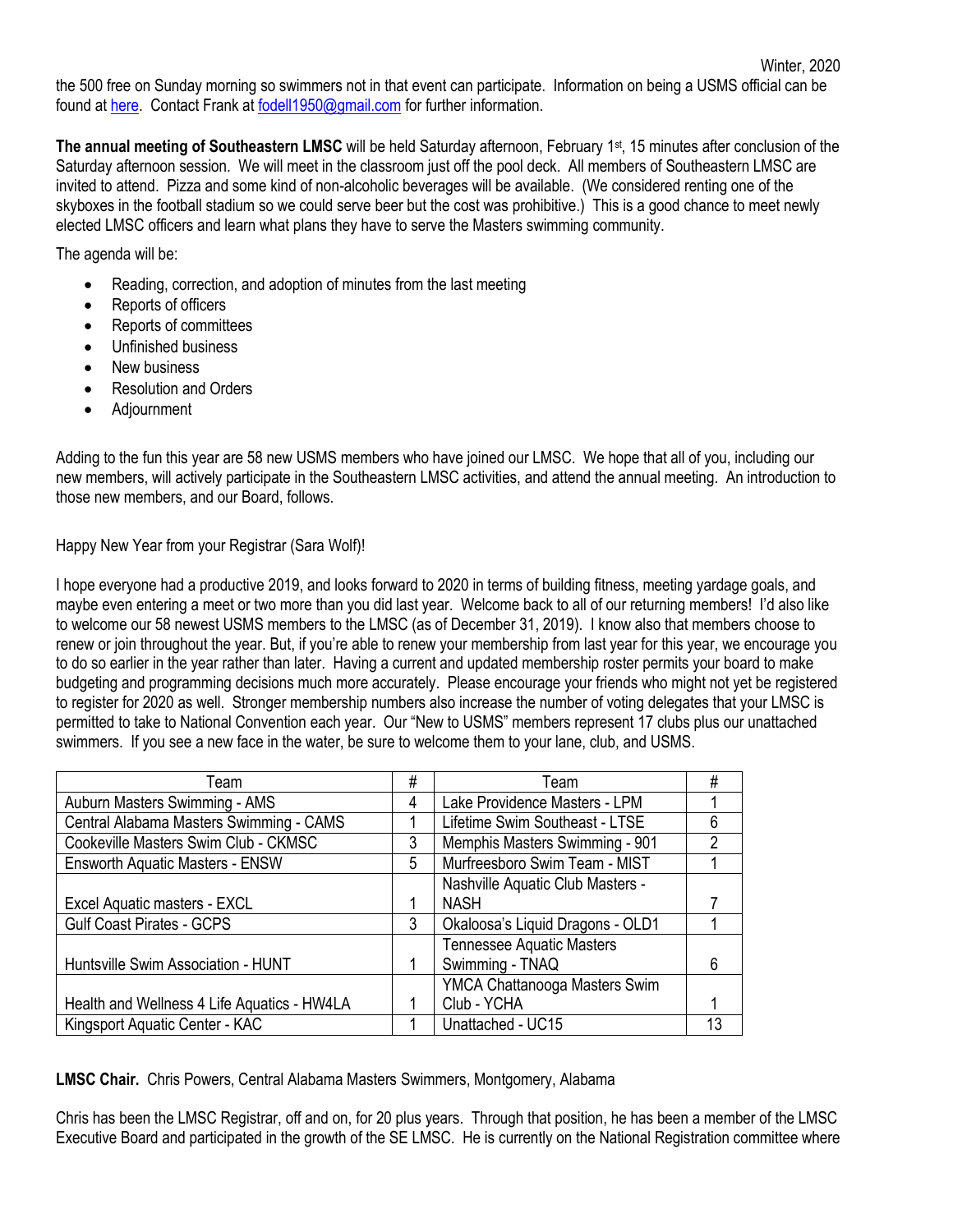the 500 free on Sunday morning so swimmers not in that event can participate. Information on being a USMS official can be found at here. Contact Frank at fodell1950@gmail.com for further information.

**The annual meeting of Southeastern LMSC** will be held Saturday afternoon, February 1st, 15 minutes after conclusion of the Saturday afternoon session. We will meet in the classroom just off the pool deck. All members of Southeastern LMSC are invited to attend. Pizza and some kind of non-alcoholic beverages will be available. (We considered renting one of the skyboxes in the football stadium so we could serve beer but the cost was prohibitive.) This is a good chance to meet newly elected LMSC officers and learn what plans they have to serve the Masters swimming community.

The agenda will be:

- Reading, correction, and adoption of minutes from the last meeting
- Reports of officers
- Reports of committees
- Unfinished business
- New business
- Resolution and Orders
- Adjournment

Adding to the fun this year are 58 new USMS members who have joined our LMSC. We hope that all of you, including our new members, will actively participate in the Southeastern LMSC activities, and attend the annual meeting. An introduction to those new members, and our Board, follows.

Happy New Year from your Registrar (Sara Wolf)!

I hope everyone had a productive 2019, and looks forward to 2020 in terms of building fitness, meeting yardage goals, and maybe even entering a meet or two more than you did last year. Welcome back to all of our returning members! I'd also like to welcome our 58 newest USMS members to the LMSC (as of December 31, 2019). I know also that members choose to renew or join throughout the year. But, if you're able to renew your membership from last year for this year, we encourage you to do so earlier in the year rather than later. Having a current and updated membership roster permits your board to make budgeting and programming decisions much more accurately. Please encourage your friends who might not yet be registered to register for 2020 as well. Stronger membership numbers also increase the number of voting delegates that your LMSC is permitted to take to National Convention each year. Our "New to USMS" members represent 17 clubs plus our unattached swimmers. If you see a new face in the water, be sure to welcome them to your lane, club, and USMS.

| Team | # | Team | # |
|---|---|---|---|
| Auburn Masters Swimming - AMS | 4 | Lake Providence Masters - LPM | 1 |
| Central Alabama Masters Swimming - CAMS | 1 | Lifetime Swim Southeast - LTSE | 6 |
| Cookeville Masters Swim Club - CKMSC | 3 | Memphis Masters Swimming - 901 | 2 |
| Ensworth Aquatic Masters - ENSW | 5 | Murfreesboro Swim Team - MIST | 1 |
| Excel Aquatic masters - EXCL | 1 | Nashville Aquatic Club Masters - NASH | 7 |
| Gulf Coast Pirates - GCPS | 3 | Okaloosa's Liquid Dragons - OLD1 | 1 |
| Huntsville Swim Association - HUNT | 1 | Tennessee Aquatic Masters Swimming - TNAQ | 6 |
| Health and Wellness 4 Life Aquatics - HW4LA | 1 | YMCA Chattanooga Masters Swim Club - YCHA | 1 |
| Kingsport Aquatic Center - KAC | 1 | Unattached - UC15 | 13 |

**LMSC Chair.** Chris Powers, Central Alabama Masters Swimmers, Montgomery, Alabama

Chris has been the LMSC Registrar, off and on, for 20 plus years. Through that position, he has been a member of the LMSC Executive Board and participated in the growth of the SE LMSC. He is currently on the National Registration committee where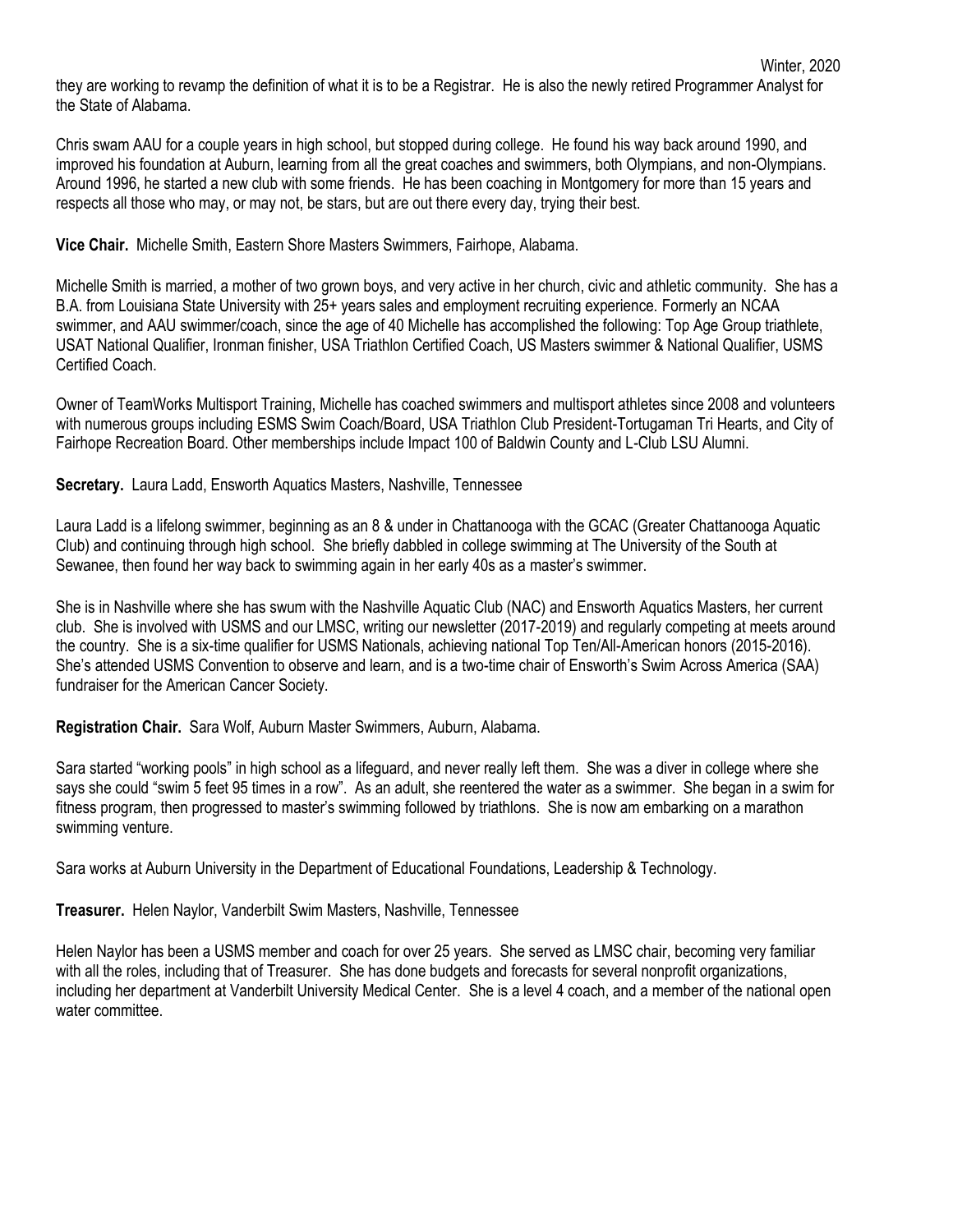they are working to revamp the definition of what it is to be a Registrar. He is also the newly retired Programmer Analyst for the State of Alabama.

Chris swam AAU for a couple years in high school, but stopped during college. He found his way back around 1990, and improved his foundation at Auburn, learning from all the great coaches and swimmers, both Olympians, and non-Olympians. Around 1996, he started a new club with some friends. He has been coaching in Montgomery for more than 15 years and respects all those who may, or may not, be stars, but are out there every day, trying their best.

**Vice Chair.** Michelle Smith, Eastern Shore Masters Swimmers, Fairhope, Alabama.

Michelle Smith is married, a mother of two grown boys, and very active in her church, civic and athletic community. She has a B.A. from Louisiana State University with 25+ years sales and employment recruiting experience. Formerly an NCAA swimmer, and AAU swimmer/coach, since the age of 40 Michelle has accomplished the following: Top Age Group triathlete, USAT National Qualifier, Ironman finisher, USA Triathlon Certified Coach, US Masters swimmer & National Qualifier, USMS Certified Coach.

Owner of TeamWorks Multisport Training, Michelle has coached swimmers and multisport athletes since 2008 and volunteers with numerous groups including ESMS Swim Coach/Board, USA Triathlon Club President-Tortugaman Tri Hearts, and City of Fairhope Recreation Board. Other memberships include Impact 100 of Baldwin County and L-Club LSU Alumni.

**Secretary.** Laura Ladd, Ensworth Aquatics Masters, Nashville, Tennessee

Laura Ladd is a lifelong swimmer, beginning as an 8 & under in Chattanooga with the GCAC (Greater Chattanooga Aquatic Club) and continuing through high school. She briefly dabbled in college swimming at The University of the South at Sewanee, then found her way back to swimming again in her early 40s as a master's swimmer.

She is in Nashville where she has swum with the Nashville Aquatic Club (NAC) and Ensworth Aquatics Masters, her current club. She is involved with USMS and our LMSC, writing our newsletter (2017-2019) and regularly competing at meets around the country. She is a six-time qualifier for USMS Nationals, achieving national Top Ten/All-American honors (2015-2016). She's attended USMS Convention to observe and learn, and is a two-time chair of Ensworth's Swim Across America (SAA) fundraiser for the American Cancer Society.

**Registration Chair.** Sara Wolf, Auburn Master Swimmers, Auburn, Alabama.

Sara started "working pools" in high school as a lifeguard, and never really left them. She was a diver in college where she says she could "swim 5 feet 95 times in a row". As an adult, she reentered the water as a swimmer. She began in a swim for fitness program, then progressed to master's swimming followed by triathlons. She is now am embarking on a marathon swimming venture.

Sara works at Auburn University in the Department of Educational Foundations, Leadership & Technology.

**Treasurer.** Helen Naylor, Vanderbilt Swim Masters, Nashville, Tennessee

Helen Naylor has been a USMS member and coach for over 25 years. She served as LMSC chair, becoming very familiar with all the roles, including that of Treasurer. She has done budgets and forecasts for several nonprofit organizations, including her department at Vanderbilt University Medical Center. She is a level 4 coach, and a member of the national open water committee.